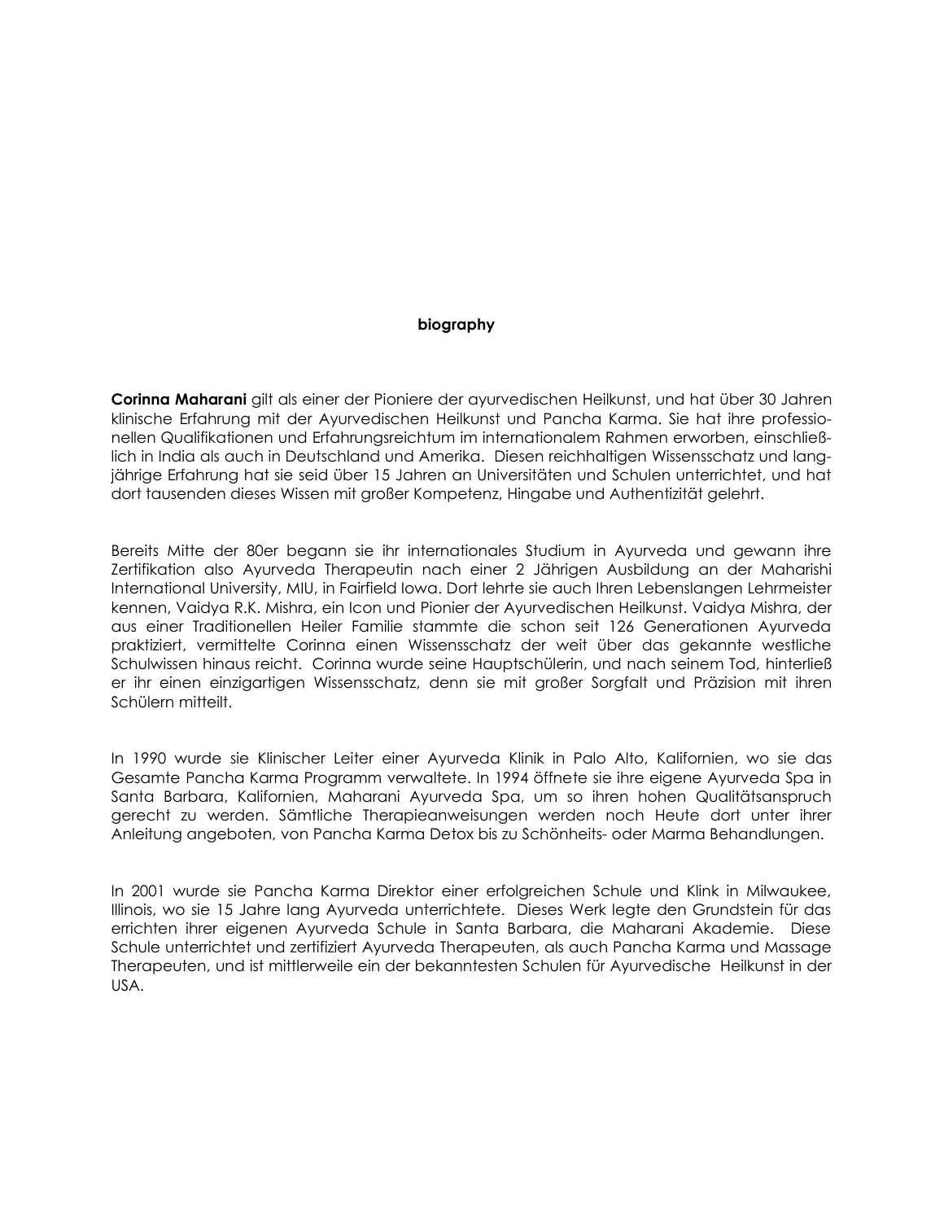**biography**

**Corinna Maharani** gilt als einer der Pioniere der ayurvedischen Heilkunst, und hat über 30 Jahren klinische Erfahrung mit der Ayurvedischen Heilkunst und Pancha Karma. Sie hat ihre professionellen Qualifikationen und Erfahrungsreichtum im internationalem Rahmen erworben, einschließlich in India als auch in Deutschland und Amerika. Diesen reichhaltigen Wissensschatz und langjährige Erfahrung hat sie seid über 15 Jahren an Universitäten und Schulen unterrichtet, und hat dort tausenden dieses Wissen mit großer Kompetenz, Hingabe und Authentizität gelehrt.

Bereits Mitte der 80er begann sie ihr internationales Studium in Ayurveda und gewann ihre Zertifikation also Ayurveda Therapeutin nach einer 2 Jährigen Ausbildung an der Maharishi International University, MIU, in Fairfield Iowa. Dort lehrte sie auch Ihren Lebenslangen Lehrmeister kennen, Vaidya R.K. Mishra, ein Icon und Pionier der Ayurvedischen Heilkunst. Vaidya Mishra, der aus einer Traditionellen Heiler Familie stammte die schon seit 126 Generationen Ayurveda praktiziert, vermittelte Corinna einen Wissensschatz der weit über das gekannte westliche Schulwissen hinaus reicht. Corinna wurde seine Hauptschülerin, und nach seinem Tod, hinterließ er ihr einen einzigartigen Wissensschatz, denn sie mit großer Sorgfalt und Präzision mit ihren Schülern mitteilt.

In 1990 wurde sie Klinischer Leiter einer Ayurveda Klinik in Palo Alto, Kalifornien, wo sie das Gesamte Pancha Karma Programm verwaltete. In 1994 öffnete sie ihre eigene Ayurveda Spa in Santa Barbara, Kalifornien, Maharani Ayurveda Spa, um so ihren hohen Qualitätsanspruch gerecht zu werden. Sämtliche Therapieanweisungen werden noch Heute dort unter ihrer Anleitung angeboten, von Pancha Karma Detox bis zu Schönheits- oder Marma Behandlungen.

In 2001 wurde sie Pancha Karma Direktor einer erfolgreichen Schule und Klink in Milwaukee, Illinois, wo sie 15 Jahre lang Ayurveda unterrichtete. Dieses Werk legte den Grundstein für das errichten ihrer eigenen Ayurveda Schule in Santa Barbara, die Maharani Akademie. Diese Schule unterrichtet und zertifiziert Ayurveda Therapeuten, als auch Pancha Karma und Massage Therapeuten, und ist mittlerweile ein der bekanntesten Schulen für Ayurvedische Heilkunst in der USA.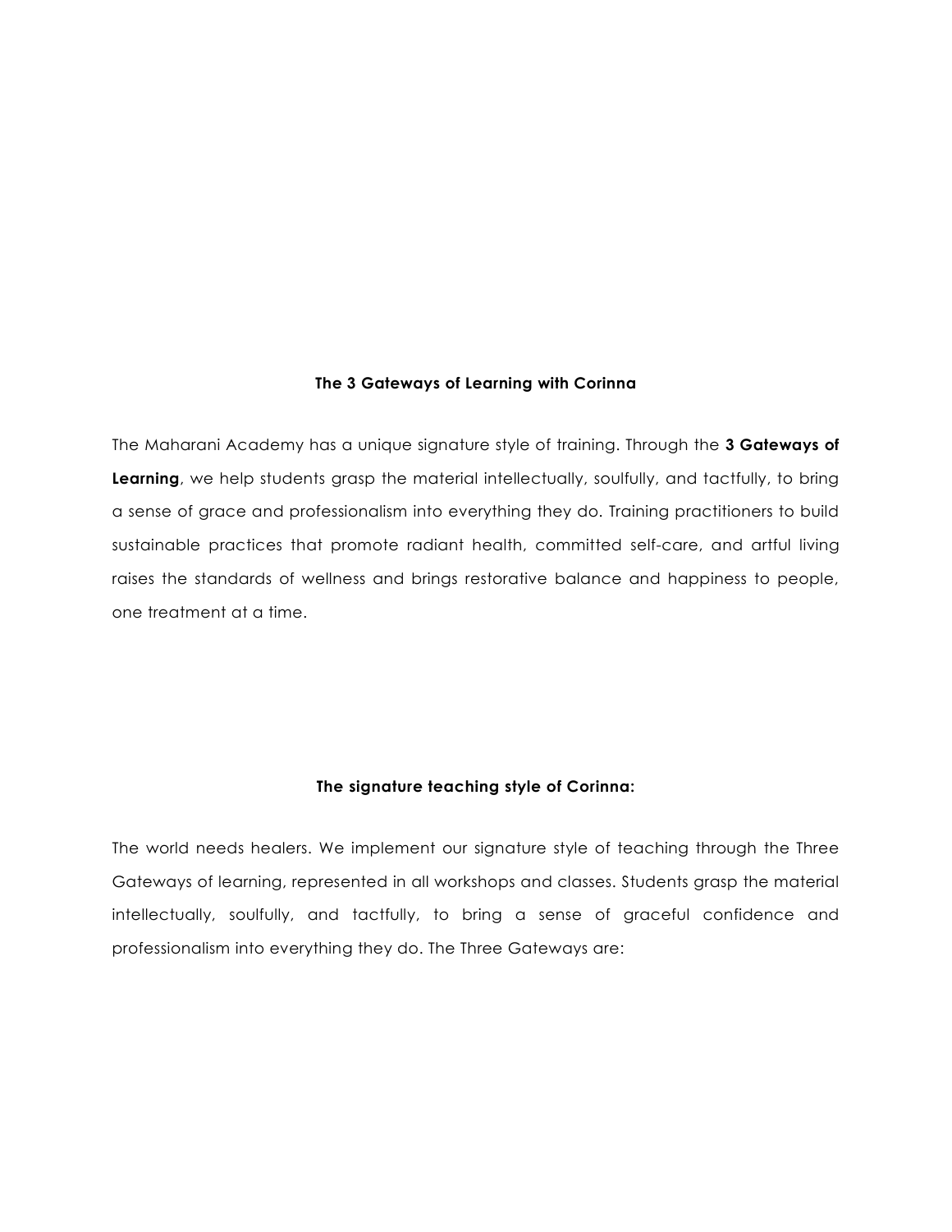## The 3 Gateways of Learning with Corinna

The Maharani Academy has a unique signature style of training. Through the **3 Gateways of Learning**, we help students grasp the material intellectually, soulfully, and tactfully, to bring a sense of grace and professionalism into everything they do. Training practitioners to build sustainable practices that promote radiant health, committed self-care, and artful living raises the standards of wellness and brings restorative balance and happiness to people, one treatment at a time.

## The signature teaching style of Corinna:

The world needs healers. We implement our signature style of teaching through the Three Gateways of learning, represented in all workshops and classes. Students grasp the material intellectually, soulfully, and tactfully, to bring a sense of graceful confidence and professionalism into everything they do. The Three Gateways are: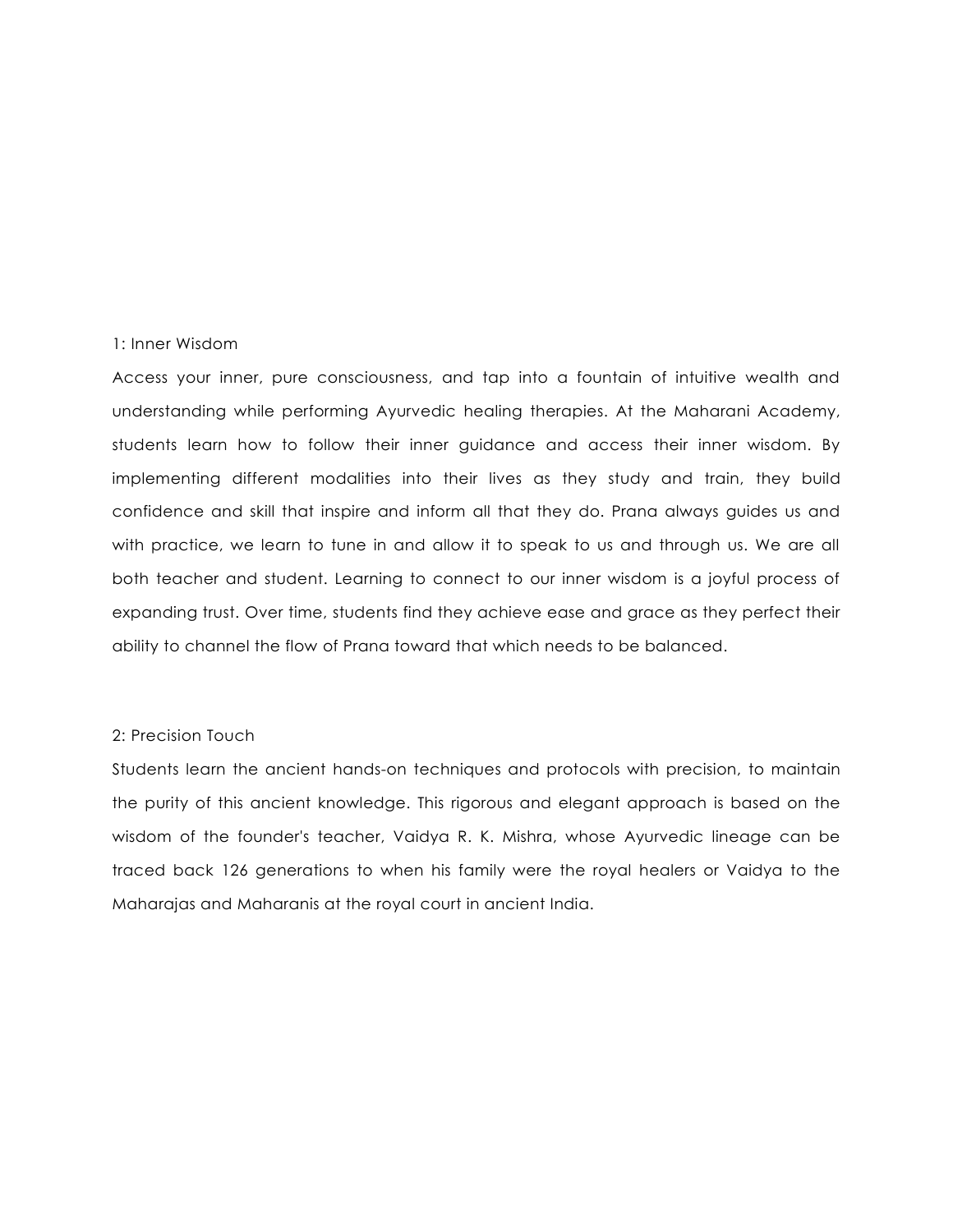## 1: Inner Wisdom

Access your inner, pure consciousness, and tap into a fountain of intuitive wealth and understanding while performing Ayurvedic healing therapies. At the Maharani Academy, students learn how to follow their inner guidance and access their inner wisdom. By implementing different modalities into their lives as they study and train, they build confidence and skill that inspire and inform all that they do. Prana always guides us and with practice, we learn to tune in and allow it to speak to us and through us. We are all both teacher and student. Learning to connect to our inner wisdom is a joyful process of expanding trust. Over time, students find they achieve ease and grace as they perfect their ability to channel the flow of Prana toward that which needs to be balanced.

## 2: Precision Touch

Students learn the ancient hands-on techniques and protocols with precision, to maintain the purity of this ancient knowledge. This rigorous and elegant approach is based on the wisdom of the founder's teacher, Vaidya R. K. Mishra, whose Ayurvedic lineage can be traced back 126 generations to when his family were the royal healers or Vaidya to the Maharajas and Maharanis at the royal court in ancient India.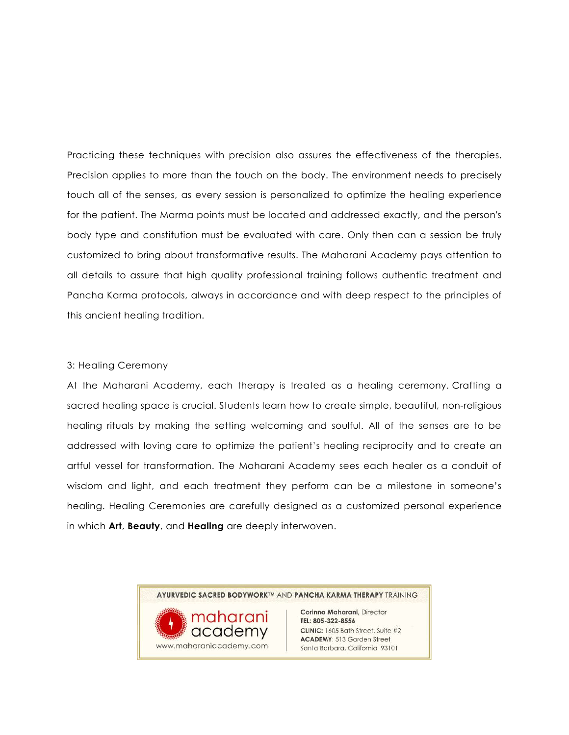Practicing these techniques with precision also assures the effectiveness of the therapies. Precision applies to more than the touch on the body. The environment needs to precisely touch all of the senses, as every session is personalized to optimize the healing experience for the patient. The Marma points must be located and addressed exactly, and the person's body type and constitution must be evaluated with care. Only then can a session be truly customized to bring about transformative results. The Maharani Academy pays attention to all details to assure that high quality professional training follows authentic treatment and Pancha Karma protocols, always in accordance and with deep respect to the principles of this ancient healing tradition.

### 3: Healing Ceremony

At the Maharani Academy, each therapy is treated as a healing ceremony. Crafting a sacred healing space is crucial. Students learn how to create simple, beautiful, non-religious healing rituals by making the setting welcoming and soulful. All of the senses are to be addressed with loving care to optimize the patient's healing reciprocity and to create an artful vessel for transformation. The Maharani Academy sees each healer as a conduit of wisdom and light, and each treatment they perform can be a milestone in someone's healing. Healing Ceremonies are carefully designed as a customized personal experience in which **Art**, **Beauty**, and **Healing** are deeply interwoven.

**AYURVEDIC SACRED BODYWORK™** AND **PANCHA KARMA THERAPY** TRAINING

maharani academy
www.maharaniacademy.com

**Corinna Maharani**, Director
**TEL: 805-322-8556**
**CLINIC:** 1605 Bath Street, Suite #2
**ACADEMY**: 513 Garden Street
Santa Barbara, California 93101